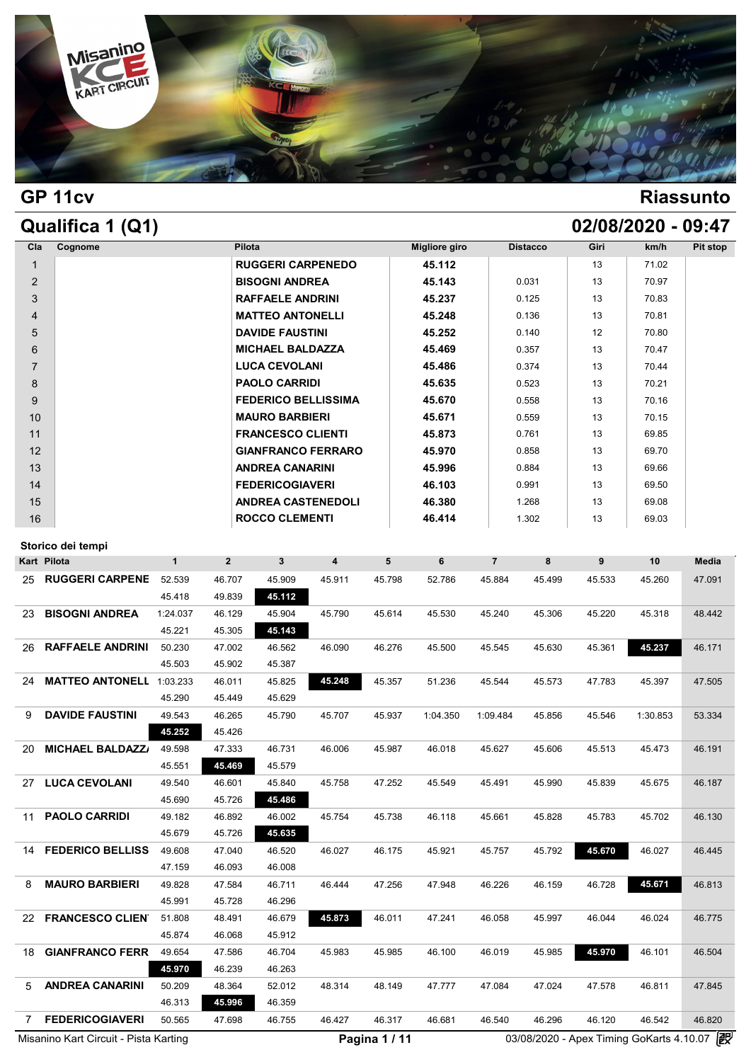## GP 11cv

## Riassunto

## Qualifica 1 (Q1)

## 02/08/2020 - 09:47

| Cla | Cognome | Pilota | Migliore giro | Distacco | Giri | km/h | Pit stop |
|---|---|---|---|---|---|---|---|
| 1 | | RUGGERI CARPENEDO | 45.112 | | 13 | 71.02 | |
| 2 | | BISOGNI ANDREA | 45.143 | 0.031 | 13 | 70.97 | |
| 3 | | RAFFAELE ANDRINI | 45.237 | 0.125 | 13 | 70.83 | |
| 4 | | MATTEO ANTONELLI | 45.248 | 0.136 | 13 | 70.81 | |
| 5 | | DAVIDE FAUSTINI | 45.252 | 0.140 | 12 | 70.80 | |
| 6 | | MICHAEL BALDAZZA | 45.469 | 0.357 | 13 | 70.47 | |
| 7 | | LUCA CEVOLANI | 45.486 | 0.374 | 13 | 70.44 | |
| 8 | | PAOLO CARRIDI | 45.635 | 0.523 | 13 | 70.21 | |
| 9 | | FEDERICO BELLISSIMA | 45.670 | 0.558 | 13 | 70.16 | |
| 10 | | MAURO BARBIERI | 45.671 | 0.559 | 13 | 70.15 | |
| 11 | | FRANCESCO CLIENTI | 45.873 | 0.761 | 13 | 69.85 | |
| 12 | | GIANFRANCO FERRARO | 45.970 | 0.858 | 13 | 69.70 | |
| 13 | | ANDREA CANARINI | 45.996 | 0.884 | 13 | 69.66 | |
| 14 | | FEDERICOGIAVERI | 46.103 | 0.991 | 13 | 69.50 | |
| 15 | | ANDREA CASTENEDOLI | 46.380 | 1.268 | 13 | 69.08 | |
| 16 | | ROCCO CLEMENTI | 46.414 | 1.302 | 13 | 69.03 | |

### Storico dei tempi

| Kart | Pilota | 1 | 2 | 3 | 4 | 5 | 6 | 7 | 8 | 9 | 10 | Media |
|---|---|---|---|---|---|---|---|---|---|---|---|---|
| 25 | RUGGERI CARPENE | 52.539 | 46.707 | 45.909 | 45.911 | 45.798 | 52.786 | 45.884 | 45.499 | 45.533 | 45.260 | 47.091 |
| | | 45.418 | 49.839 | **45.112** | | | | | | | | |
| 23 | BISOGNI ANDREA | 1:24.037 | 46.129 | 45.904 | 45.790 | 45.614 | 45.530 | 45.240 | 45.306 | 45.220 | 45.318 | 48.442 |
| | | 45.221 | 45.305 | **45.143** | | | | | | | | |
| 26 | RAFFAELE ANDRINI | 50.230 | 47.002 | 46.562 | 46.090 | 46.276 | 45.500 | 45.545 | 45.630 | 45.361 | **45.237** | 46.171 |
| | | 45.503 | 45.902 | 45.387 | | | | | | | | |
| 24 | MATTEO ANTONELL | 1:03.233 | 46.011 | 45.825 | **45.248** | 45.357 | 51.236 | 45.544 | 45.573 | 47.783 | 45.397 | 47.505 |
| | | 45.290 | 45.449 | 45.629 | | | | | | | | |
| 9 | DAVIDE FAUSTINI | 49.543 | 46.265 | 45.790 | 45.707 | 45.937 | 1:04.350 | 1:09.484 | 45.856 | 45.546 | 1:30.853 | 53.334 |
| | | **45.252** | 45.426 | | | | | | | | | |
| 20 | MICHAEL BALDAZZ/ | 49.598 | 47.333 | 46.731 | 46.006 | 45.987 | 46.018 | 45.627 | 45.606 | 45.513 | 45.473 | 46.191 |
| | | 45.551 | **45.469** | 45.579 | | | | | | | | |
| 27 | LUCA CEVOLANI | 49.540 | 46.601 | 45.840 | 45.758 | 47.252 | 45.549 | 45.491 | 45.990 | 45.839 | 45.675 | 46.187 |
| | | 45.690 | 45.726 | **45.486** | | | | | | | | |
| 11 | PAOLO CARRIDI | 49.182 | 46.892 | 46.002 | 45.754 | 45.738 | 46.118 | 45.661 | 45.828 | 45.783 | 45.702 | 46.130 |
| | | 45.679 | 45.726 | **45.635** | | | | | | | | |
| 14 | FEDERICO BELLISS | 49.608 | 47.040 | 46.520 | 46.027 | 46.175 | 45.921 | 45.757 | 45.792 | **45.670** | 46.027 | 46.445 |
| | | 47.159 | 46.093 | 46.008 | | | | | | | | |
| 8 | MAURO BARBIERI | 49.828 | 47.584 | 46.711 | 46.444 | 47.256 | 47.948 | 46.226 | 46.159 | 46.728 | **45.671** | 46.813 |
| | | 45.991 | 45.728 | 46.296 | | | | | | | | |
| 22 | FRANCESCO CLIEN' | 51.808 | 48.491 | 46.679 | **45.873** | 46.011 | 47.241 | 46.058 | 45.997 | 46.044 | 46.024 | 46.775 |
| | | 45.874 | 46.068 | 45.912 | | | | | | | | |
| 18 | GIANFRANCO FERR | 49.654 | 47.586 | 46.704 | 45.983 | 45.985 | 46.100 | 46.019 | 45.985 | **45.970** | 46.101 | 46.504 |
| | | **45.970** | 46.239 | 46.263 | | | | | | | | |
| 5 | ANDREA CANARINI | 50.209 | 48.364 | 52.012 | 48.314 | 48.149 | 47.777 | 47.084 | 47.024 | 47.578 | 46.811 | 47.845 |
| | | 46.313 | **45.996** | 46.359 | | | | | | | | |
| 7 | FEDERICOGIAVERI | 50.565 | 47.698 | 46.755 | 46.427 | 46.317 | 46.681 | 46.540 | 46.296 | 46.120 | 46.542 | 46.820 |

Misanino Kart Circuit - Pista Karting

03/08/2020 - Apex Timing GoKarts 4.10.07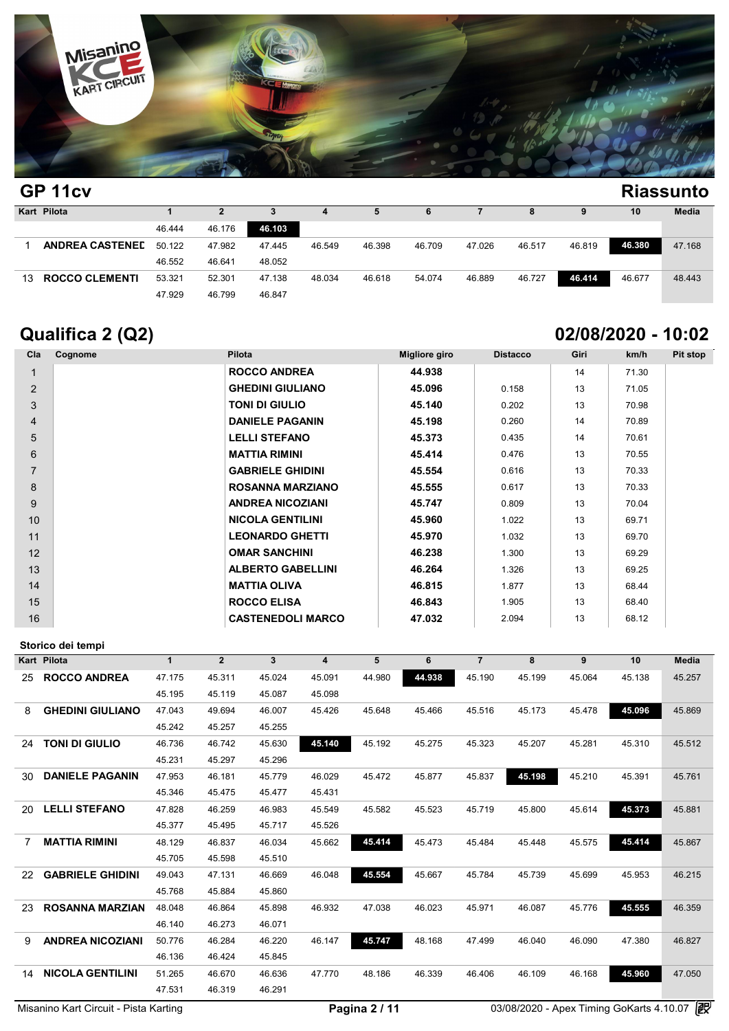## GP 11cv

## Riassunto

| Kart | Pilota | 1 | 2 | 3 | 4 | 5 | 6 | 7 | 8 | 9 | 10 | Media |
|---|---|---|---|---|---|---|---|---|---|---|---|---|
| | | 46.444 | 46.176 | **46.103** | | | | | | | | |
| 1 | **ANDREA CASTENED** | 50.122 | 47.982 | 47.445 | 46.549 | 46.398 | 46.709 | 47.026 | 46.517 | 46.819 | **46.380** | 47.168 |
| | | 46.552 | 46.641 | 48.052 | | | | | | | | |
| 13 | **ROCCO CLEMENTI** | 53.321 | 52.301 | 47.138 | 48.034 | 46.618 | 54.074 | 46.889 | 46.727 | **46.414** | 46.677 | 48.443 |
| | | 47.929 | 46.799 | 46.847 | | | | | | | | |

## Qualifica 2 (Q2)

## 02/08/2020 - 10:02

| Cla | Cognome | Pilota | Migliore giro | Distacco | Giri | km/h | Pit stop |
|---|---|---|---|---|---|---|---|
| 1 | | **ROCCO ANDREA** | **44.938** | | 14 | 71.30 | |
| 2 | | **GHEDINI GIULIANO** | **45.096** | 0.158 | 13 | 71.05 | |
| 3 | | **TONI DI GIULIO** | **45.140** | 0.202 | 13 | 70.98 | |
| 4 | | **DANIELE PAGANIN** | **45.198** | 0.260 | 14 | 70.89 | |
| 5 | | **LELLI STEFANO** | **45.373** | 0.435 | 14 | 70.61 | |
| 6 | | **MATTIA RIMINI** | **45.414** | 0.476 | 13 | 70.55 | |
| 7 | | **GABRIELE GHIDINI** | **45.554** | 0.616 | 13 | 70.33 | |
| 8 | | **ROSANNA MARZIANO** | **45.555** | 0.617 | 13 | 70.33 | |
| 9 | | **ANDREA NICOZIANI** | **45.747** | 0.809 | 13 | 70.04 | |
| 10 | | **NICOLA GENTILINI** | **45.960** | 1.022 | 13 | 69.71 | |
| 11 | | **LEONARDO GHETTI** | **45.970** | 1.032 | 13 | 69.70 | |
| 12 | | **OMAR SANCHINI** | **46.238** | 1.300 | 13 | 69.29 | |
| 13 | | **ALBERTO GABELLINI** | **46.264** | 1.326 | 13 | 69.25 | |
| 14 | | **MATTIA OLIVA** | **46.815** | 1.877 | 13 | 68.44 | |
| 15 | | **ROCCO ELISA** | **46.843** | 1.905 | 13 | 68.40 | |
| 16 | | **CASTENEDOLI MARCO** | **47.032** | 2.094 | 13 | 68.12 | |

### Storico dei tempi

| Kart | Pilota | 1 | 2 | 3 | 4 | 5 | 6 | 7 | 8 | 9 | 10 | Media |
|---|---|---|---|---|---|---|---|---|---|---|---|---|
| 25 | **ROCCO ANDREA** | 47.175 | 45.311 | 45.024 | 45.091 | 44.980 | **44.938** | 45.190 | 45.199 | 45.064 | 45.138 | 45.257 |
| | | 45.195 | 45.119 | 45.087 | 45.098 | | | | | | | |
| 8 | **GHEDINI GIULIANO** | 47.043 | 49.694 | 46.007 | 45.426 | 45.648 | 45.466 | 45.516 | 45.173 | 45.478 | **45.096** | 45.869 |
| | | 45.242 | 45.257 | 45.255 | | | | | | | | |
| 24 | **TONI DI GIULIO** | 46.736 | 46.742 | 45.630 | **45.140** | 45.192 | 45.275 | 45.323 | 45.207 | 45.281 | 45.310 | 45.512 |
| | | 45.231 | 45.297 | 45.296 | | | | | | | | |
| 30 | **DANIELE PAGANIN** | 47.953 | 46.181 | 45.779 | 46.029 | 45.472 | 45.877 | 45.837 | **45.198** | 45.210 | 45.391 | 45.761 |
| | | 45.346 | 45.475 | 45.477 | 45.431 | | | | | | | |
| 20 | **LELLI STEFANO** | 47.828 | 46.259 | 46.983 | 45.549 | 45.582 | 45.523 | 45.719 | 45.800 | 45.614 | **45.373** | 45.881 |
| | | 45.377 | 45.495 | 45.717 | 45.526 | | | | | | | |
| 7 | **MATTIA RIMINI** | 48.129 | 46.837 | 46.034 | 45.662 | **45.414** | 45.473 | 45.484 | 45.448 | 45.575 | **45.414** | 45.867 |
| | | 45.705 | 45.598 | 45.510 | | | | | | | | |
| 22 | **GABRIELE GHIDINI** | 49.043 | 47.131 | 46.669 | 46.048 | **45.554** | 45.667 | 45.784 | 45.739 | 45.699 | 45.953 | 46.215 |
| | | 45.768 | 45.884 | 45.860 | | | | | | | | |
| 23 | **ROSANNA MARZIAN** | 48.048 | 46.864 | 45.898 | 46.932 | 47.038 | 46.023 | 45.971 | 46.087 | 45.776 | **45.555** | 46.359 |
| | | 46.140 | 46.273 | 46.071 | | | | | | | | |
| 9 | **ANDREA NICOZIANI** | 50.776 | 46.284 | 46.220 | 46.147 | **45.747** | 48.168 | 47.499 | 46.040 | 46.090 | 47.380 | 46.827 |
| | | 46.136 | 46.424 | 45.845 | | | | | | | | |
| 14 | **NICOLA GENTILINI** | 51.265 | 46.670 | 46.636 | 47.770 | 48.186 | 46.339 | 46.406 | 46.109 | 46.168 | **45.960** | 47.050 |
| | | 47.531 | 46.319 | 46.291 | | | | | | | | |

Misanino Kart Circuit - Pista Karting | 03/08/2020 - Apex Timing GoKarts 4.10.07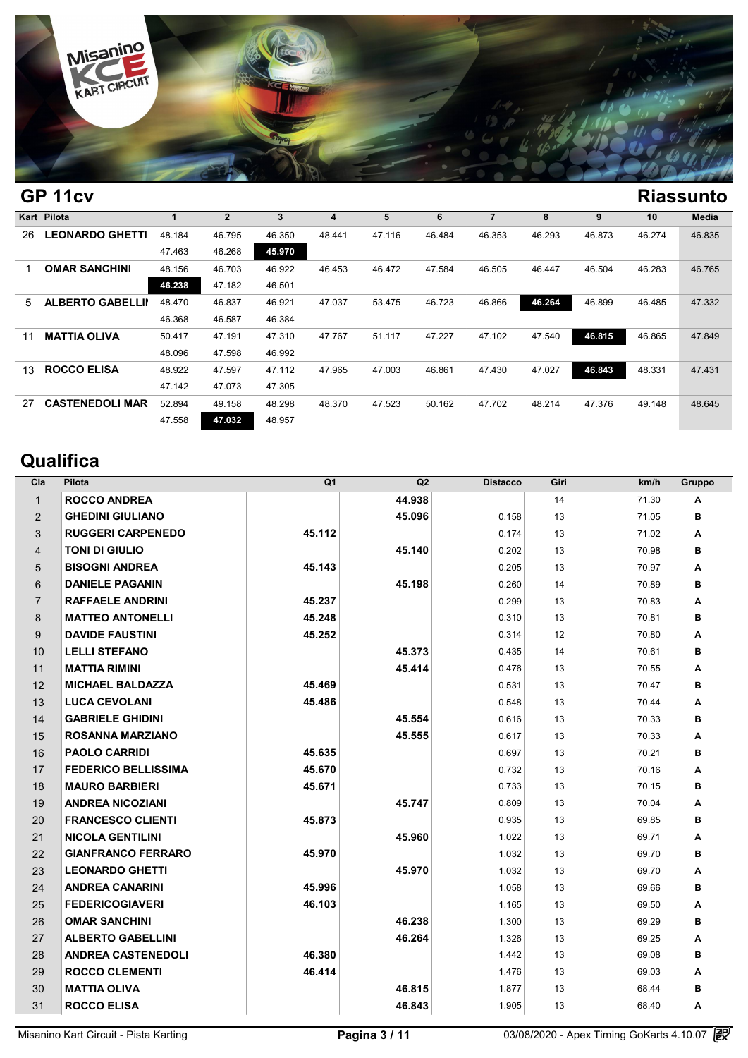## GP 11cv

## Riassunto

| Kart | Pilota | 1 | 2 | 3 | 4 | 5 | 6 | 7 | 8 | 9 | 10 | Media |
|---|---|---|---|---|---|---|---|---|---|---|---|---|
| 26 | LEONARDO GHETTI | 48.184 | 46.795 | 46.350 | 48.441 | 47.116 | 46.484 | 46.353 | 46.293 | 46.873 | 46.274 | 46.835 |
| | | 47.463 | 46.268 | **45.970** | | | | | | | | |
| 1 | OMAR SANCHINI | 48.156 | 46.703 | 46.922 | 46.453 | 46.472 | 47.584 | 46.505 | 46.447 | 46.504 | 46.283 | 46.765 |
| | | **46.238** | 47.182 | 46.501 | | | | | | | | |
| 5 | ALBERTO GABELLII | 48.470 | 46.837 | 46.921 | 47.037 | 53.475 | 46.723 | 46.866 | **46.264** | 46.899 | 46.485 | 47.332 |
| | | 46.368 | 46.587 | 46.384 | | | | | | | | |
| 11 | MATTIA OLIVA | 50.417 | 47.191 | 47.310 | 47.767 | 51.117 | 47.227 | 47.102 | 47.540 | **46.815** | 46.865 | 47.849 |
| | | 48.096 | 47.598 | 46.992 | | | | | | | | |
| 13 | ROCCO ELISA | 48.922 | 47.597 | 47.112 | 47.965 | 47.003 | 46.861 | 47.430 | 47.027 | **46.843** | 48.331 | 47.431 |
| | | 47.142 | 47.073 | 47.305 | | | | | | | | |
| 27 | CASTENEDOLI MAR | 52.894 | 49.158 | 48.298 | 48.370 | 47.523 | 50.162 | 47.702 | 48.214 | 47.376 | 49.148 | 48.645 |
| | | 47.558 | **47.032** | 48.957 | | | | | | | | |

## Qualifica

| Cla | Pilota | Q1 | Q2 | Distacco | Giri | km/h | Gruppo |
|---|---|---|---|---|---|---|---|
| 1 | ROCCO ANDREA | | 44.938 | | 14 | 71.30 | A |
| 2 | GHEDINI GIULIANO | | 45.096 | 0.158 | 13 | 71.05 | B |
| 3 | RUGGERI CARPENEDO | 45.112 | | 0.174 | 13 | 71.02 | A |
| 4 | TONI DI GIULIO | | 45.140 | 0.202 | 13 | 70.98 | B |
| 5 | BISOGNI ANDREA | 45.143 | | 0.205 | 13 | 70.97 | A |
| 6 | DANIELE PAGANIN | | 45.198 | 0.260 | 14 | 70.89 | B |
| 7 | RAFFAELE ANDRINI | 45.237 | | 0.299 | 13 | 70.83 | A |
| 8 | MATTEO ANTONELLI | 45.248 | | 0.310 | 13 | 70.81 | B |
| 9 | DAVIDE FAUSTINI | 45.252 | | 0.314 | 12 | 70.80 | A |
| 10 | LELLI STEFANO | | 45.373 | 0.435 | 14 | 70.61 | B |
| 11 | MATTIA RIMINI | | 45.414 | 0.476 | 13 | 70.55 | A |
| 12 | MICHAEL BALDAZZA | 45.469 | | 0.531 | 13 | 70.47 | B |
| 13 | LUCA CEVOLANI | 45.486 | | 0.548 | 13 | 70.44 | A |
| 14 | GABRIELE GHIDINI | | 45.554 | 0.616 | 13 | 70.33 | B |
| 15 | ROSANNA MARZIANO | | 45.555 | 0.617 | 13 | 70.33 | A |
| 16 | PAOLO CARRIDI | 45.635 | | 0.697 | 13 | 70.21 | B |
| 17 | FEDERICO BELLISSIMA | 45.670 | | 0.732 | 13 | 70.16 | A |
| 18 | MAURO BARBIERI | 45.671 | | 0.733 | 13 | 70.15 | B |
| 19 | ANDREA NICOZIANI | | 45.747 | 0.809 | 13 | 70.04 | A |
| 20 | FRANCESCO CLIENTI | 45.873 | | 0.935 | 13 | 69.85 | B |
| 21 | NICOLA GENTILINI | | 45.960 | 1.022 | 13 | 69.71 | A |
| 22 | GIANFRANCO FERRARO | 45.970 | | 1.032 | 13 | 69.70 | B |
| 23 | LEONARDO GHETTI | | 45.970 | 1.032 | 13 | 69.70 | A |
| 24 | ANDREA CANARINI | 45.996 | | 1.058 | 13 | 69.66 | B |
| 25 | FEDERICOGIAVERI | 46.103 | | 1.165 | 13 | 69.50 | A |
| 26 | OMAR SANCHINI | | 46.238 | 1.300 | 13 | 69.29 | B |
| 27 | ALBERTO GABELLINI | | 46.264 | 1.326 | 13 | 69.25 | A |
| 28 | ANDREA CASTENEDOLI | 46.380 | | 1.442 | 13 | 69.08 | B |
| 29 | ROCCO CLEMENTI | 46.414 | | 1.476 | 13 | 69.03 | A |
| 30 | MATTIA OLIVA | | 46.815 | 1.877 | 13 | 68.44 | B |
| 31 | ROCCO ELISA | | 46.843 | 1.905 | 13 | 68.40 | A |

Misanino Kart Circuit - Pista Karting

03/08/2020 - Apex Timing GoKarts 4.10.07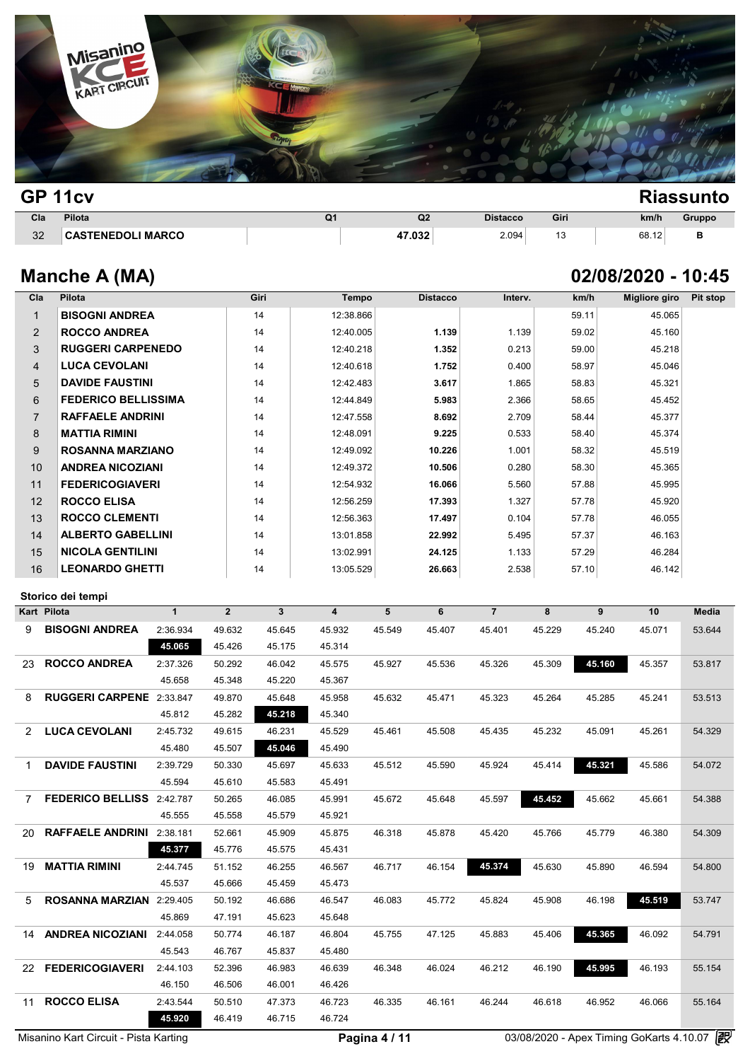## GP 11cv

## Riassunto

| Cla | Pilota | Q1 | Q2 | Distacco | Giri | km/h | Gruppo |
|---|---|---|---|---|---|---|---|
| 32 | CASTENEDOLI MARCO | | 47.032 | 2.094 | 13 | 68.12 | B |

## Manche A (MA)

## 02/08/2020 - 10:45

| Cla | Pilota | Giri | Tempo | Distacco | Interv. | km/h | Migliore giro | Pit stop |
|---|---|---|---|---|---|---|---|---|
| 1 | BISOGNI ANDREA | 14 | 12:38.866 | | | 59.11 | 45.065 | |
| 2 | ROCCO ANDREA | 14 | 12:40.005 | 1.139 | 1.139 | 59.02 | 45.160 | |
| 3 | RUGGERI CARPENEDO | 14 | 12:40.218 | 1.352 | 0.213 | 59.00 | 45.218 | |
| 4 | LUCA CEVOLANI | 14 | 12:40.618 | 1.752 | 0.400 | 58.97 | 45.046 | |
| 5 | DAVIDE FAUSTINI | 14 | 12:42.483 | 3.617 | 1.865 | 58.83 | 45.321 | |
| 6 | FEDERICO BELLISSIMA | 14 | 12:44.849 | 5.983 | 2.366 | 58.65 | 45.452 | |
| 7 | RAFFAELE ANDRINI | 14 | 12:47.558 | 8.692 | 2.709 | 58.44 | 45.377 | |
| 8 | MATTIA RIMINI | 14 | 12:48.091 | 9.225 | 0.533 | 58.40 | 45.374 | |
| 9 | ROSANNA MARZIANO | 14 | 12:49.092 | 10.226 | 1.001 | 58.32 | 45.519 | |
| 10 | ANDREA NICOZIANI | 14 | 12:49.372 | 10.506 | 0.280 | 58.30 | 45.365 | |
| 11 | FEDERICOGIAVERI | 14 | 12:54.932 | 16.066 | 5.560 | 57.88 | 45.995 | |
| 12 | ROCCO ELISA | 14 | 12:56.259 | 17.393 | 1.327 | 57.78 | 45.920 | |
| 13 | ROCCO CLEMENTI | 14 | 12:56.363 | 17.497 | 0.104 | 57.78 | 46.055 | |
| 14 | ALBERTO GABELLINI | 14 | 13:01.858 | 22.992 | 5.495 | 57.37 | 46.163 | |
| 15 | NICOLA GENTILINI | 14 | 13:02.991 | 24.125 | 1.133 | 57.29 | 46.284 | |
| 16 | LEONARDO GHETTI | 14 | 13:05.529 | 26.663 | 2.538 | 57.10 | 46.142 | |

### Storico dei tempi

| Kart | Pilota | 1 | 2 | 3 | 4 | 5 | 6 | 7 | 8 | 9 | 10 | Media |
|---|---|---|---|---|---|---|---|---|---|---|---|---|
| 9 | BISOGNI ANDREA | 2:36.934 | 49.632 | 45.645 | 45.932 | 45.549 | 45.407 | 45.401 | 45.229 | 45.240 | 45.071 | 53.644 |
| | | **45.065** | 45.426 | 45.175 | 45.314 | | | | | | | |
| 23 | ROCCO ANDREA | 2:37.326 | 50.292 | 46.042 | 45.575 | 45.927 | 45.536 | 45.326 | 45.309 | **45.160** | 45.357 | 53.817 |
| | | 45.658 | 45.348 | 45.220 | 45.367 | | | | | | | |
| 8 | RUGGERI CARPENE | 2:33.847 | 49.870 | 45.648 | 45.958 | 45.632 | 45.471 | 45.323 | 45.264 | 45.285 | 45.241 | 53.513 |
| | | 45.812 | 45.282 | **45.218** | 45.340 | | | | | | | |
| 2 | LUCA CEVOLANI | 2:45.732 | 49.615 | 46.231 | 45.529 | 45.461 | 45.508 | 45.435 | 45.232 | 45.091 | 45.261 | 54.329 |
| | | 45.480 | 45.507 | **45.046** | 45.490 | | | | | | | |
| 1 | DAVIDE FAUSTINI | 2:39.729 | 50.330 | 45.697 | 45.633 | 45.512 | 45.590 | 45.924 | 45.414 | **45.321** | 45.586 | 54.072 |
| | | 45.594 | 45.610 | 45.583 | 45.491 | | | | | | | |
| 7 | FEDERICO BELLISS | 2:42.787 | 50.265 | 46.085 | 45.991 | 45.672 | 45.648 | 45.597 | **45.452** | 45.662 | 45.661 | 54.388 |
| | | 45.555 | 45.558 | 45.579 | 45.921 | | | | | | | |
| 20 | RAFFAELE ANDRINI | 2:38.181 | 52.661 | 45.909 | 45.875 | 46.318 | 45.878 | 45.420 | 45.766 | 45.779 | 46.380 | 54.309 |
| | | **45.377** | 45.776 | 45.575 | 45.431 | | | | | | | |
| 19 | MATTIA RIMINI | 2:44.745 | 51.152 | 46.255 | 46.567 | 46.717 | 46.154 | **45.374** | 45.630 | 45.890 | 46.594 | 54.800 |
| | | 45.537 | 45.666 | 45.459 | 45.473 | | | | | | | |
| 5 | ROSANNA MARZIAN | 2:29.405 | 50.192 | 46.686 | 46.547 | 46.083 | 45.772 | 45.824 | 45.908 | 46.198 | **45.519** | 53.747 |
| | | 45.869 | 47.191 | 45.623 | 45.648 | | | | | | | |
| 14 | ANDREA NICOZIANI | 2:44.058 | 50.774 | 46.187 | 46.804 | 45.755 | 47.125 | 45.883 | 45.406 | **45.365** | 46.092 | 54.791 |
| | | 45.543 | 46.767 | 45.837 | 45.480 | | | | | | | |
| 22 | FEDERICOGIAVERI | 2:44.103 | 52.396 | 46.983 | 46.639 | 46.348 | 46.024 | 46.212 | 46.190 | **45.995** | 46.193 | 55.154 |
| | | 46.150 | 46.506 | 46.001 | 46.426 | | | | | | | |
| 11 | ROCCO ELISA | 2:43.544 | 50.510 | 47.373 | 46.723 | 46.335 | 46.161 | 46.244 | 46.618 | 46.952 | 46.066 | 55.164 |
| | | **45.920** | 46.419 | 46.715 | 46.724 | | | | | | | |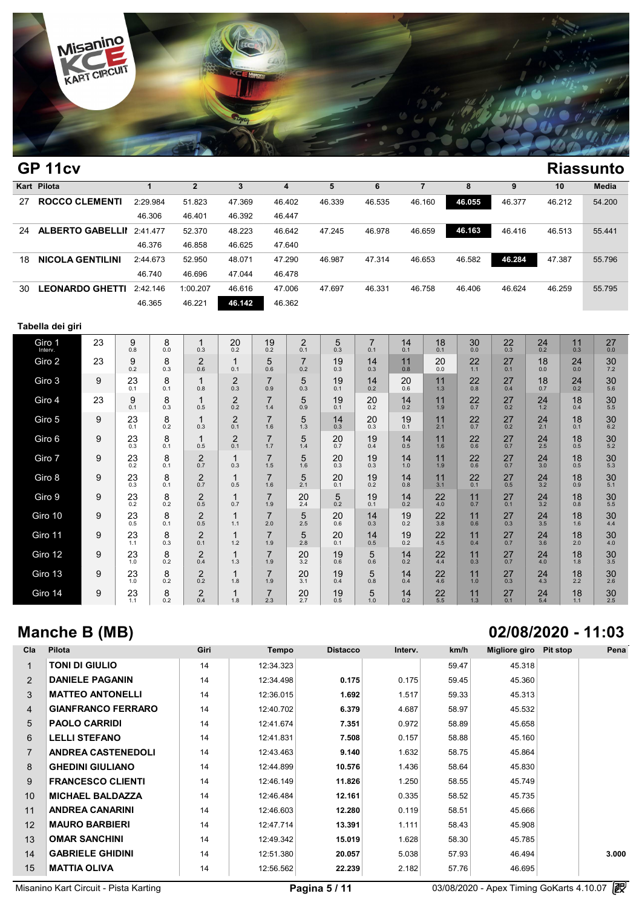## GP 11cv

## Riassunto

| Kart | Pilota | 1 | 2 | 3 | 4 | 5 | 6 | 7 | 8 | 9 | 10 | Media |
|---|---|---|---|---|---|---|---|---|---|---|---|---|
| 27 | ROCCO CLEMENTI | 2:29.984 | 51.823 | 47.369 | 46.402 | 46.339 | 46.535 | 46.160 | **46.055** | 46.377 | 46.212 | 54.200 |
| | | 46.306 | 46.401 | 46.392 | 46.447 | | | | | | | |
| 24 | ALBERTO GABELLINI | 2:41.477 | 52.370 | 48.223 | 46.642 | 47.245 | 46.978 | 46.659 | **46.163** | 46.416 | 46.513 | 55.441 |
| | | 46.376 | 46.858 | 46.625 | 47.640 | | | | | | | |
| 18 | NICOLA GENTILINI | 2:44.673 | 52.950 | 48.071 | 47.290 | 46.987 | 47.314 | 46.653 | 46.582 | **46.284** | 47.387 | 55.796 |
| | | 46.740 | 46.696 | 47.044 | 46.478 | | | | | | | |
| 30 | LEONARDO GHETTI | 2:42.146 | 1:00.207 | 46.616 | 47.006 | 47.697 | 46.331 | 46.758 | 46.406 | 46.624 | 46.259 | 55.795 |
| | | 46.365 | 46.221 | **46.142** | 46.362 | | | | | | | |

### Tabella dei giri

| Giro | | | | | | | | | | | | | | | | | |
|---|---|---|---|---|---|---|---|---|---|---|---|---|---|---|---|---|---|
| Giro 1 Interv. | 23 | 9 (0.8) | 8 (0.0) | 1 (0.3) | 20 (0.2) | 19 (0.2) | 2 (0.1) | 5 (0.3) | 7 (0.1) | 14 (0.1) | 18 (0.1) | 30 (0.0) | 22 (0.3) | 24 (0.2) | 11 (0.3) | 27 (0.0) |
| Giro 2 | 23 | 9 (0.2) | 8 (0.3) | 2 (0.6) | 1 (0.1) | 5 (0.6) | 7 (0.2) | 19 (0.3) | 14 (0.3) | 11 (0.8) | 20 (0.0) | 22 (1.1) | 27 (0.1) | 18 (0.0) | 24 (0.0) | 30 (7.2) |
| Giro 3 | 9 | 23 (0.1) | 8 (0.1) | 1 (0.8) | 2 (0.3) | 7 (0.9) | 5 (0.3) | 19 (0.1) | 14 (0.2) | 20 (0.6) | 11 (1.3) | 22 (0.8) | 27 (0.4) | 18 (0.7) | 24 (0.2) | 30 (5.6) |
| Giro 4 | 23 | 9 (0.1) | 8 (0.3) | 1 (0.5) | 2 (0.2) | 7 (1.4) | 5 (0.9) | 19 (0.1) | 20 (0.2) | 14 (0.2) | 11 (1.9) | 22 (0.7) | 27 (0.2) | 24 (1.2) | 18 (0.4) | 30 (5.5) |
| Giro 5 | 9 | 23 (0.1) | 8 (0.2) | 1 (0.3) | 2 (0.1) | 7 (1.6) | 5 (1.3) | 14 (0.3) | 20 (0.3) | 19 (0.1) | 11 (2.1) | 22 (0.7) | 27 (0.2) | 24 (2.1) | 18 (0.1) | 30 (6.2) |
| Giro 6 | 9 | 23 (0.3) | 8 (0.1) | 1 (0.5) | 2 (0.1) | 7 (1.7) | 5 (1.4) | 20 (0.7) | 19 (0.4) | 14 (0.5) | 11 (1.6) | 22 (0.6) | 27 (0.7) | 24 (2.5) | 18 (0.5) | 30 (5.2) |
| Giro 7 | 9 | 23 (0.2) | 8 (0.1) | 2 (0.7) | 1 (0.3) | 7 (1.5) | 5 (1.6) | 20 (0.3) | 19 (0.3) | 14 (1.0) | 11 (1.9) | 22 (0.6) | 27 (0.7) | 24 (3.0) | 18 (0.5) | 30 (5.3) |
| Giro 8 | 9 | 23 (0.3) | 8 (0.1) | 2 (0.7) | 1 (0.5) | 7 (1.6) | 5 (2.1) | 20 (0.1) | 19 (0.2) | 14 (0.8) | 11 (3.1) | 22 (0.1) | 27 (0.5) | 24 (3.2) | 18 (0.9) | 30 (5.1) |
| Giro 9 | 9 | 23 (0.2) | 8 (0.2) | 2 (0.5) | 1 (0.7) | 7 (1.9) | 20 (2.4) | 5 (0.2) | 19 (0.1) | 14 (0.2) | 22 (4.0) | 11 (0.7) | 27 (0.1) | 24 (3.2) | 18 (0.8) | 30 (5.5) |
| Giro 10 | 9 | 23 (0.5) | 8 (0.1) | 2 (0.5) | 1 (1.1) | 7 (2.0) | 5 (2.5) | 20 (0.6) | 14 (0.3) | 19 (0.2) | 22 (3.8) | 11 (0.6) | 27 (0.3) | 24 (3.5) | 18 (1.6) | 30 (4.4) |
| Giro 11 | 9 | 23 (1.1) | 8 (0.3) | 2 (0.1) | 1 (1.2) | 7 (1.9) | 5 (2.8) | 20 (0.1) | 14 (0.5) | 19 (0.2) | 22 (4.5) | 11 (0.4) | 27 (0.7) | 24 (3.6) | 18 (2.0) | 30 (4.0) |
| Giro 12 | 9 | 23 (1.0) | 8 (0.2) | 2 (0.4) | 1 (1.3) | 7 (1.9) | 20 (3.2) | 19 (0.6) | 5 (0.6) | 14 (0.2) | 22 (4.4) | 11 (0.3) | 27 (0.7) | 24 (4.0) | 18 (1.8) | 30 (3.5) |
| Giro 13 | 9 | 23 (1.0) | 8 (0.2) | 2 (0.2) | 1 (1.8) | 7 (1.9) | 20 (3.1) | 19 (0.4) | 5 (0.8) | 14 (0.4) | 22 (4.6) | 11 (1.0) | 27 (0.3) | 24 (4.3) | 18 (2.2) | 30 (2.6) |
| Giro 14 | 9 | 23 (1.1) | 8 (0.2) | 2 (0.4) | 1 (1.8) | 7 (2.3) | 20 (2.7) | 19 (0.5) | 5 (1.0) | 14 (0.2) | 22 (5.5) | 11 (1.3) | 27 (0.1) | 24 (5.4) | 18 (1.1) | 30 (2.5) |

## Manche B (MB)

**02/08/2020 - 11:03**

| Cla | Pilota | Giri | Tempo | Distacco | Interv. | km/h | Migliore giro | Pit stop | Pena |
|---|---|---|---|---|---|---|---|---|---|
| 1 | TONI DI GIULIO | 14 | 12:34.323 | | | 59.47 | 45.318 | | |
| 2 | DANIELE PAGANIN | 14 | 12:34.498 | 0.175 | 0.175 | 59.45 | 45.360 | | |
| 3 | MATTEO ANTONELLI | 14 | 12:36.015 | 1.692 | 1.517 | 59.33 | 45.313 | | |
| 4 | GIANFRANCO FERRARO | 14 | 12:40.702 | 6.379 | 4.687 | 58.97 | 45.532 | | |
| 5 | PAOLO CARRIDI | 14 | 12:41.674 | 7.351 | 0.972 | 58.89 | 45.658 | | |
| 6 | LELLI STEFANO | 14 | 12:41.831 | 7.508 | 0.157 | 58.88 | 45.160 | | |
| 7 | ANDREA CASTENEDOLI | 14 | 12:43.463 | 9.140 | 1.632 | 58.75 | 45.864 | | |
| 8 | GHEDINI GIULIANO | 14 | 12:44.899 | 10.576 | 1.436 | 58.64 | 45.830 | | |
| 9 | FRANCESCO CLIENTI | 14 | 12:46.149 | 11.826 | 1.250 | 58.55 | 45.749 | | |
| 10 | MICHAEL BALDAZZA | 14 | 12:46.484 | 12.161 | 0.335 | 58.52 | 45.735 | | |
| 11 | ANDREA CANARINI | 14 | 12:46.603 | 12.280 | 0.119 | 58.51 | 45.666 | | |
| 12 | MAURO BARBIERI | 14 | 12:47.714 | 13.391 | 1.111 | 58.43 | 45.908 | | |
| 13 | OMAR SANCHINI | 14 | 12:49.342 | 15.019 | 1.628 | 58.30 | 45.785 | | |
| 14 | GABRIELE GHIDINI | 14 | 12:51.380 | 20.057 | 5.038 | 57.93 | 46.494 | | 3.000 |
| 15 | MATTIA OLIVA | 14 | 12:56.562 | 22.239 | 2.182 | 57.76 | 46.695 | | |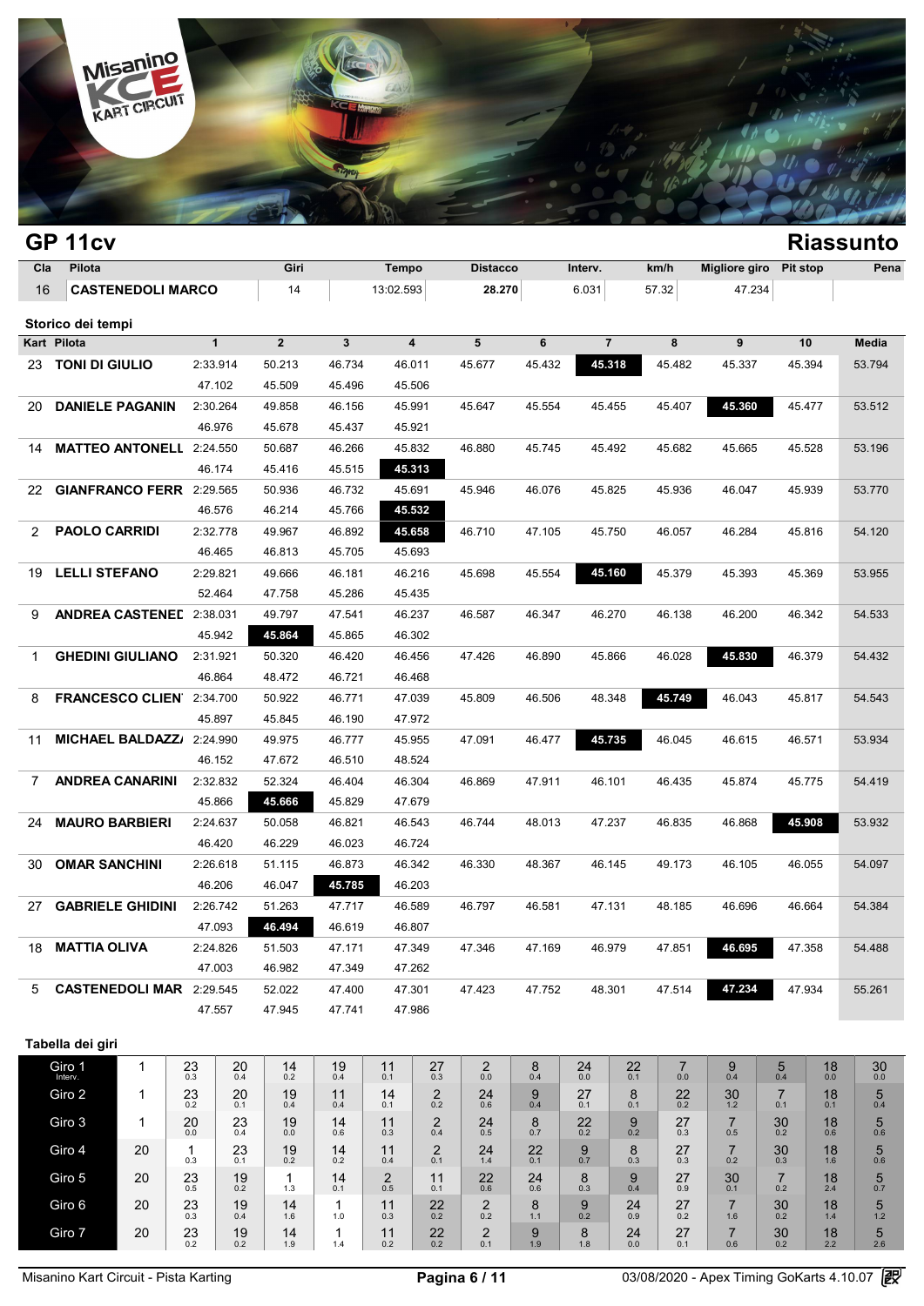## GP 11cv

## Riassunto

| Cla | Pilota | Giri | Tempo | Distacco | Interv. | km/h | Migliore giro | Pit stop | Pena |
|---|---|---|---|---|---|---|---|---|---|
| 16 | CASTENEDOLI MARCO | 14 | 13:02.593 | **28.270** | 6.031 | 57.32 | 47.234 | | |

### Storico dei tempi

| Kart | Pilota | 1 | 2 | 3 | 4 | 5 | 6 | 7 | 8 | 9 | 10 | Media |
|---|---|---|---|---|---|---|---|---|---|---|---|---|
| 23 | TONI DI GIULIO | 2:33.914 | 50.213 | 46.734 | 46.011 | 45.677 | 45.432 | **45.318** | 45.482 | 45.337 | 45.394 | 53.794 |
| | | 47.102 | 45.509 | 45.496 | 45.506 | | | | | | | |
| 20 | DANIELE PAGANIN | 2:30.264 | 49.858 | 46.156 | 45.991 | 45.647 | 45.554 | 45.455 | 45.407 | **45.360** | 45.477 | 53.512 |
| | | 46.976 | 45.678 | 45.437 | 45.921 | | | | | | | |
| 14 | MATTEO ANTONELL | 2:24.550 | 50.687 | 46.266 | 45.832 | 46.880 | 45.745 | 45.492 | 45.682 | 45.665 | 45.528 | 53.196 |
| | | 46.174 | 45.416 | 45.515 | **45.313** | | | | | | | |
| 22 | GIANFRANCO FERR | 2:29.565 | 50.936 | 46.732 | 45.691 | 45.946 | 46.076 | 45.825 | 45.936 | 46.047 | 45.939 | 53.770 |
| | | 46.576 | 46.214 | 45.766 | **45.532** | | | | | | | |
| 2 | PAOLO CARRIDI | 2:32.778 | 49.967 | 46.892 | **45.658** | 46.710 | 47.105 | 45.750 | 46.057 | 46.284 | 45.816 | 54.120 |
| | | 46.465 | 46.813 | 45.705 | 45.693 | | | | | | | |
| 19 | LELLI STEFANO | 2:29.821 | 49.666 | 46.181 | 46.216 | 45.698 | 45.554 | **45.160** | 45.379 | 45.393 | 45.369 | 53.955 |
| | | 52.464 | 47.758 | 45.286 | 45.435 | | | | | | | |
| 9 | ANDREA CASTENEL | 2:38.031 | 49.797 | 47.541 | 46.237 | 46.587 | 46.347 | 46.270 | 46.138 | 46.200 | 46.342 | 54.533 |
| | | 45.942 | **45.864** | 45.865 | 46.302 | | | | | | | |
| 1 | GHEDINI GIULIANO | 2:31.921 | 50.320 | 46.420 | 46.456 | 47.426 | 46.890 | 45.866 | 46.028 | **45.830** | 46.379 | 54.432 |
| | | 46.864 | 48.472 | 46.721 | 46.468 | | | | | | | |
| 8 | FRANCESCO CLIEN | 2:34.700 | 50.922 | 46.771 | 47.039 | 45.809 | 46.506 | 48.348 | **45.749** | 46.043 | 45.817 | 54.543 |
| | | 45.897 | 45.845 | 46.190 | 47.972 | | | | | | | |
| 11 | MICHAEL BALDAZZ | 2:24.990 | 49.975 | 46.777 | 45.955 | 47.091 | 46.477 | **45.735** | 46.045 | 46.615 | 46.571 | 53.934 |
| | | 46.152 | 47.672 | 46.510 | 48.524 | | | | | | | |
| 7 | ANDREA CANARINI | 2:32.832 | 52.324 | 46.404 | 46.304 | 46.869 | 47.911 | 46.101 | 46.435 | 45.874 | 45.775 | 54.419 |
| | | 45.866 | **45.666** | 45.829 | 47.679 | | | | | | | |
| 24 | MAURO BARBIERI | 2:24.637 | 50.058 | 46.821 | 46.543 | 46.744 | 48.013 | 47.237 | 46.835 | 46.868 | **45.908** | 53.932 |
| | | 46.420 | 46.229 | 46.023 | 46.724 | | | | | | | |
| 30 | OMAR SANCHINI | 2:26.618 | 51.115 | 46.873 | 46.342 | 46.330 | 48.367 | 46.145 | 49.173 | 46.105 | 46.055 | 54.097 |
| | | 46.206 | 46.047 | **45.785** | 46.203 | | | | | | | |
| 27 | GABRIELE GHIDINI | 2:26.742 | 51.263 | 47.717 | 46.589 | 46.797 | 46.581 | 47.131 | 48.185 | 46.696 | 46.664 | 54.384 |
| | | 47.093 | **46.494** | 46.619 | 46.807 | | | | | | | |
| 18 | MATTIA OLIVA | 2:24.826 | 51.503 | 47.171 | 47.349 | 47.346 | 47.169 | 46.979 | 47.851 | **46.695** | 47.358 | 54.488 |
| | | 47.003 | 46.982 | 47.349 | 47.262 | | | | | | | |
| 5 | CASTENEDOLI MAR | 2:29.545 | 52.022 | 47.400 | 47.301 | 47.423 | 47.752 | 48.301 | 47.514 | **47.234** | 47.934 | 55.261 |
| | | 47.557 | 47.945 | 47.741 | 47.986 | | | | | | | |

### Tabella dei giri

| Giro | | | | | | | | | | | | | | | | |
|---|---|---|---|---|---|---|---|---|---|---|---|---|---|---|---|---|
| Giro 1 (Interv.) | 1 | 23 (0.3) | 20 (0.4) | 14 (0.2) | 19 (0.4) | 11 (0.1) | 27 (0.3) | 2 (0.0) | 8 (0.4) | 24 (0.0) | 22 (0.1) | 7 (0.0) | 9 (0.4) | 5 (0.4) | 18 (0.0) | 30 (0.0) |
| Giro 2 | 1 | 23 (0.2) | 20 (0.1) | 19 (0.4) | 11 (0.4) | 14 (0.1) | 2 (0.2) | 24 (0.6) | 9 (0.4) | 27 (0.1) | 8 (0.1) | 22 (0.2) | 30 (1.2) | 7 (0.1) | 18 (0.1) | 5 (0.4) |
| Giro 3 | 1 | 20 (0.0) | 23 (0.4) | 19 (0.0) | 14 (0.6) | 11 (0.3) | 2 (0.4) | 24 (0.5) | 8 (0.7) | 22 (0.2) | 9 (0.2) | 27 (0.3) | 7 (0.5) | 30 (0.2) | 18 (0.6) | 5 (0.6) |
| Giro 4 | 20 | 1 (0.3) | 23 (0.1) | 19 (0.2) | 14 (0.2) | 11 (0.4) | 2 (0.1) | 24 (1.4) | 22 (0.1) | 9 (0.7) | 8 (0.3) | 27 (0.3) | 7 (0.2) | 30 (0.3) | 18 (1.6) | 5 (0.6) |
| Giro 5 | 20 | 23 (0.5) | 19 (0.2) | 1 (1.3) | 14 (0.1) | 2 (0.5) | 11 (0.1) | 22 (0.6) | 24 (0.6) | 8 (0.3) | 9 (0.4) | 27 (0.9) | 30 (0.1) | 7 (0.2) | 18 (2.4) | 5 (0.7) |
| Giro 6 | 20 | 23 (0.3) | 19 (0.4) | 14 (1.6) | 1 (1.0) | 11 (0.3) | 22 (0.2) | 2 (0.2) | 8 (1.1) | 9 (0.2) | 24 (0.9) | 27 (0.2) | 7 (1.6) | 30 (0.2) | 18 (1.4) | 5 (1.2) |
| Giro 7 | 20 | 23 (0.2) | 19 (0.2) | 14 (1.9) | 1 (1.4) | 11 (0.2) | 22 (0.2) | 2 (0.1) | 9 (1.9) | 8 (1.8) | 24 (0.0) | 27 (0.1) | 7 (0.6) | 30 (0.2) | 18 (2.2) | 5 (2.6) |

Misanino Kart Circuit - Pista Karting

03/08/2020 - Apex Timing GoKarts 4.10.07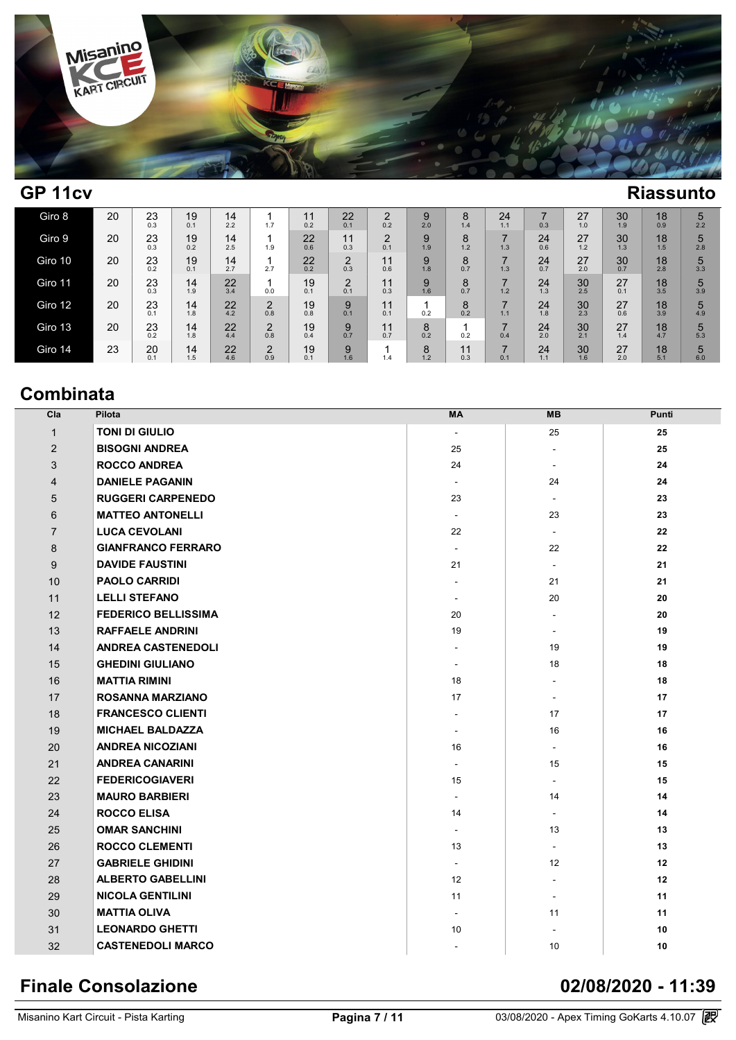## GP 11cv

## Riassunto

| Giro | | | | | | | | | | | | | | | | | |
|---|---|---|---|---|---|---|---|---|---|---|---|---|---|---|---|---|---|
| Giro 8 | 20 | 23 0.3 | 19 0.1 | 14 2.2 | 1 1.7 | 11 0.2 | 22 0.1 | 2 0.2 | 9 2.0 | 8 1.4 | 24 1.1 | 7 0.3 | 27 1.0 | 30 1.9 | 18 0.9 | 5 2.2 |
| Giro 9 | 20 | 23 0.3 | 19 0.2 | 14 2.5 | 1 1.9 | 22 0.6 | 11 0.3 | 2 0.1 | 9 1.9 | 8 1.2 | 7 1.3 | 24 0.6 | 27 1.2 | 30 1.3 | 18 1.5 | 5 2.8 |
| Giro 10 | 20 | 23 0.2 | 19 0.1 | 14 2.7 | 1 2.7 | 22 0.2 | 2 0.3 | 11 0.6 | 9 1.8 | 8 0.7 | 7 1.3 | 24 0.7 | 27 2.0 | 30 0.7 | 18 2.8 | 5 3.3 |
| Giro 11 | 20 | 23 0.3 | 14 1.9 | 22 3.4 | 1 0.0 | 19 0.1 | 2 0.1 | 11 0.3 | 9 1.6 | 8 0.7 | 7 1.2 | 24 1.3 | 30 2.5 | 27 0.1 | 18 3.5 | 5 3.9 |
| Giro 12 | 20 | 23 0.1 | 14 1.8 | 22 4.2 | 2 0.8 | 19 0.8 | 9 0.1 | 11 0.1 | 1 0.2 | 8 0.2 | 7 1.1 | 24 1.8 | 30 2.3 | 27 0.6 | 18 3.9 | 5 4.9 |
| Giro 13 | 20 | 23 0.2 | 14 1.8 | 22 4.4 | 2 0.8 | 19 0.4 | 9 0.7 | 11 0.7 | 8 0.2 | 1 0.2 | 7 0.4 | 24 2.0 | 30 2.1 | 27 1.4 | 18 4.7 | 5 5.3 |
| Giro 14 | 23 | 20 0.1 | 14 1.5 | 22 4.6 | 2 0.9 | 19 0.1 | 9 1.6 | 1 1.4 | 8 1.2 | 11 0.3 | 7 0.1 | 24 1.1 | 30 1.6 | 27 2.0 | 18 5.1 | 5 6.0 |

## Combinata

| Cla | Pilota | MA | MB | Punti |
|---|---|---|---|---|
| 1 | TONI DI GIULIO | - | 25 | **25** |
| 2 | BISOGNI ANDREA | 25 | - | **25** |
| 3 | ROCCO ANDREA | 24 | - | **24** |
| 4 | DANIELE PAGANIN | - | 24 | **24** |
| 5 | RUGGERI CARPENEDO | 23 | - | **23** |
| 6 | MATTEO ANTONELLI | - | 23 | **23** |
| 7 | LUCA CEVOLANI | 22 | - | **22** |
| 8 | GIANFRANCO FERRARO | - | 22 | **22** |
| 9 | DAVIDE FAUSTINI | 21 | - | **21** |
| 10 | PAOLO CARRIDI | - | 21 | **21** |
| 11 | LELLI STEFANO | - | 20 | **20** |
| 12 | FEDERICO BELLISSIMA | 20 | - | **20** |
| 13 | RAFFAELE ANDRINI | 19 | - | **19** |
| 14 | ANDREA CASTENEDOLI | - | 19 | **19** |
| 15 | GHEDINI GIULIANO | - | 18 | **18** |
| 16 | MATTIA RIMINI | 18 | - | **18** |
| 17 | ROSANNA MARZIANO | 17 | - | **17** |
| 18 | FRANCESCO CLIENTI | - | 17 | **17** |
| 19 | MICHAEL BALDAZZA | - | 16 | **16** |
| 20 | ANDREA NICOZIANI | 16 | - | **16** |
| 21 | ANDREA CANARINI | - | 15 | **15** |
| 22 | FEDERICOGIAVERI | 15 | - | **15** |
| 23 | MAURO BARBIERI | - | 14 | **14** |
| 24 | ROCCO ELISA | 14 | - | **14** |
| 25 | OMAR SANCHINI | - | 13 | **13** |
| 26 | ROCCO CLEMENTI | 13 | - | **13** |
| 27 | GABRIELE GHIDINI | - | 12 | **12** |
| 28 | ALBERTO GABELLINI | 12 | - | **12** |
| 29 | NICOLA GENTILINI | 11 | - | **11** |
| 30 | MATTIA OLIVA | - | 11 | **11** |
| 31 | LEONARDO GHETTI | 10 | - | **10** |
| 32 | CASTENEDOLI MARCO | - | 10 | **10** |

## Finale Consolazione

## 02/08/2020 - 11:39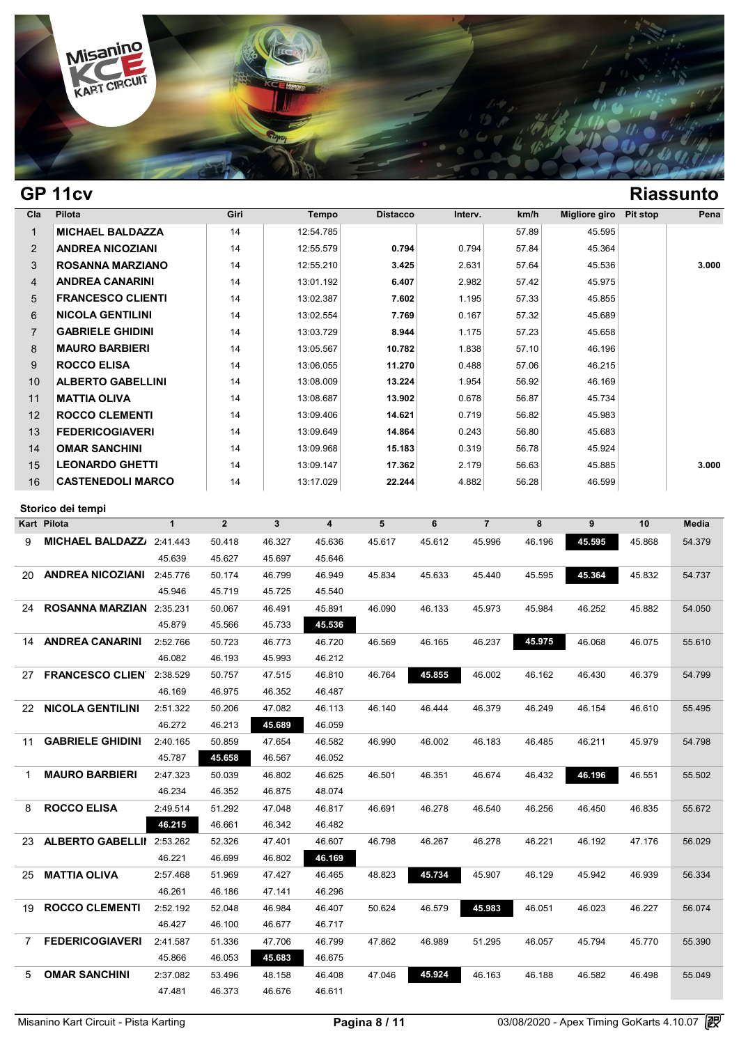## GP 11cv

## Riassunto

| Cla | Pilota | Giri | Tempo | Distacco | Interv. | km/h | Migliore giro | Pit stop | Pena |
|---|---|---|---|---|---|---|---|---|---|
| 1 | **MICHAEL BALDAZZA** | 14 | 12:54.785 | | | 57.89 | 45.595 | | |
| 2 | **ANDREA NICOZIANI** | 14 | 12:55.579 | **0.794** | 0.794 | 57.84 | 45.364 | | |
| 3 | **ROSANNA MARZIANO** | 14 | 12:55.210 | **3.425** | 2.631 | 57.64 | 45.536 | | **3.000** |
| 4 | **ANDREA CANARINI** | 14 | 13:01.192 | **6.407** | 2.982 | 57.42 | 45.975 | | |
| 5 | **FRANCESCO CLIENTI** | 14 | 13:02.387 | **7.602** | 1.195 | 57.33 | 45.855 | | |
| 6 | **NICOLA GENTILINI** | 14 | 13:02.554 | **7.769** | 0.167 | 57.32 | 45.689 | | |
| 7 | **GABRIELE GHIDINI** | 14 | 13:03.729 | **8.944** | 1.175 | 57.23 | 45.658 | | |
| 8 | **MAURO BARBIERI** | 14 | 13:05.567 | **10.782** | 1.838 | 57.10 | 46.196 | | |
| 9 | **ROCCO ELISA** | 14 | 13:06.055 | **11.270** | 0.488 | 57.06 | 46.215 | | |
| 10 | **ALBERTO GABELLINI** | 14 | 13:08.009 | **13.224** | 1.954 | 56.92 | 46.169 | | |
| 11 | **MATTIA OLIVA** | 14 | 13:08.687 | **13.902** | 0.678 | 56.87 | 45.734 | | |
| 12 | **ROCCO CLEMENTI** | 14 | 13:09.406 | **14.621** | 0.719 | 56.82 | 45.983 | | |
| 13 | **FEDERICOGIAVERI** | 14 | 13:09.649 | **14.864** | 0.243 | 56.80 | 45.683 | | |
| 14 | **OMAR SANCHINI** | 14 | 13:09.968 | **15.183** | 0.319 | 56.78 | 45.924 | | |
| 15 | **LEONARDO GHETTI** | 14 | 13:09.147 | **17.362** | 2.179 | 56.63 | 45.885 | | **3.000** |
| 16 | **CASTENEDOLI MARCO** | 14 | 13:17.029 | **22.244** | 4.882 | 56.28 | 46.599 | | |

### Storico dei tempi

| Kart | Pilota | 1 | 2 | 3 | 4 | 5 | 6 | 7 | 8 | 9 | 10 | Media |
|---|---|---|---|---|---|---|---|---|---|---|---|---|
| 9 | **MICHAEL BALDAZZA** | 2:41.443 | 50.418 | 46.327 | 45.636 | 45.617 | 45.612 | 45.996 | 46.196 | **45.595** | 45.868 | 54.379 |
| | | 45.639 | 45.627 | 45.697 | 45.646 | | | | | | | |
| 20 | **ANDREA NICOZIANI** | 2:45.776 | 50.174 | 46.799 | 46.949 | 45.834 | 45.633 | 45.440 | 45.595 | **45.364** | 45.832 | 54.737 |
| | | 45.946 | 45.719 | 45.725 | 45.540 | | | | | | | |
| 24 | **ROSANNA MARZIAN** | 2:35.231 | 50.067 | 46.491 | 45.891 | 46.090 | 46.133 | 45.973 | 45.984 | 46.252 | 45.882 | 54.050 |
| | | 45.879 | 45.566 | 45.733 | **45.536** | | | | | | | |
| 14 | **ANDREA CANARINI** | 2:52.766 | 50.723 | 46.773 | 46.720 | 46.569 | 46.165 | 46.237 | **45.975** | 46.068 | 46.075 | 55.610 |
| | | 46.082 | 46.193 | 45.993 | 46.212 | | | | | | | |
| 27 | **FRANCESCO CLIEN** | 2:38.529 | 50.757 | 47.515 | 46.810 | 46.764 | **45.855** | 46.002 | 46.162 | 46.430 | 46.379 | 54.799 |
| | | 46.169 | 46.975 | 46.352 | 46.487 | | | | | | | |
| 22 | **NICOLA GENTILINI** | 2:51.322 | 50.206 | 47.082 | 46.113 | 46.140 | 46.444 | 46.379 | 46.249 | 46.154 | 46.610 | 55.495 |
| | | 46.272 | 46.213 | **45.689** | 46.059 | | | | | | | |
| 11 | **GABRIELE GHIDINI** | 2:40.165 | 50.859 | 47.654 | 46.582 | 46.990 | 46.002 | 46.183 | 46.485 | 46.211 | 45.979 | 54.798 |
| | | 45.787 | **45.658** | 46.567 | 46.052 | | | | | | | |
| 1 | **MAURO BARBIERI** | 2:47.323 | 50.039 | 46.802 | 46.625 | 46.501 | 46.351 | 46.674 | 46.432 | **46.196** | 46.551 | 55.502 |
| | | 46.234 | 46.352 | 46.875 | 48.074 | | | | | | | |
| 8 | **ROCCO ELISA** | 2:49.514 | 51.292 | 47.048 | 46.817 | 46.691 | 46.278 | 46.540 | 46.256 | 46.450 | 46.835 | 55.672 |
| | | **46.215** | 46.661 | 46.342 | 46.482 | | | | | | | |
| 23 | **ALBERTO GABELLII** | 2:53.262 | 52.326 | 47.401 | 46.607 | 46.798 | 46.267 | 46.278 | 46.221 | 46.192 | 47.176 | 56.029 |
| | | 46.221 | 46.699 | 46.802 | **46.169** | | | | | | | |
| 25 | **MATTIA OLIVA** | 2:57.468 | 51.969 | 47.427 | 46.465 | 48.823 | **45.734** | 45.907 | 46.129 | 45.942 | 46.939 | 56.334 |
| | | 46.261 | 46.186 | 47.141 | 46.296 | | | | | | | |
| 19 | **ROCCO CLEMENTI** | 2:52.192 | 52.048 | 46.984 | 46.407 | 50.624 | 46.579 | **45.983** | 46.051 | 46.023 | 46.227 | 56.074 |
| | | 46.427 | 46.100 | 46.677 | 46.717 | | | | | | | |
| 7 | **FEDERICOGIAVERI** | 2:41.587 | 51.336 | 47.706 | 46.799 | 47.862 | 46.989 | 51.295 | 46.057 | 45.794 | 45.770 | 55.390 |
| | | 45.866 | 46.053 | **45.683** | 46.675 | | | | | | | |
| 5 | **OMAR SANCHINI** | 2:37.082 | 53.496 | 48.158 | 46.408 | 47.046 | **45.924** | 46.163 | 46.188 | 46.582 | 46.498 | 55.049 |
| | | 47.481 | 46.373 | 46.676 | 46.611 | | | | | | | |

Misanino Kart Circuit - Pista Karting — 03/08/2020 - Apex Timing GoKarts 4.10.07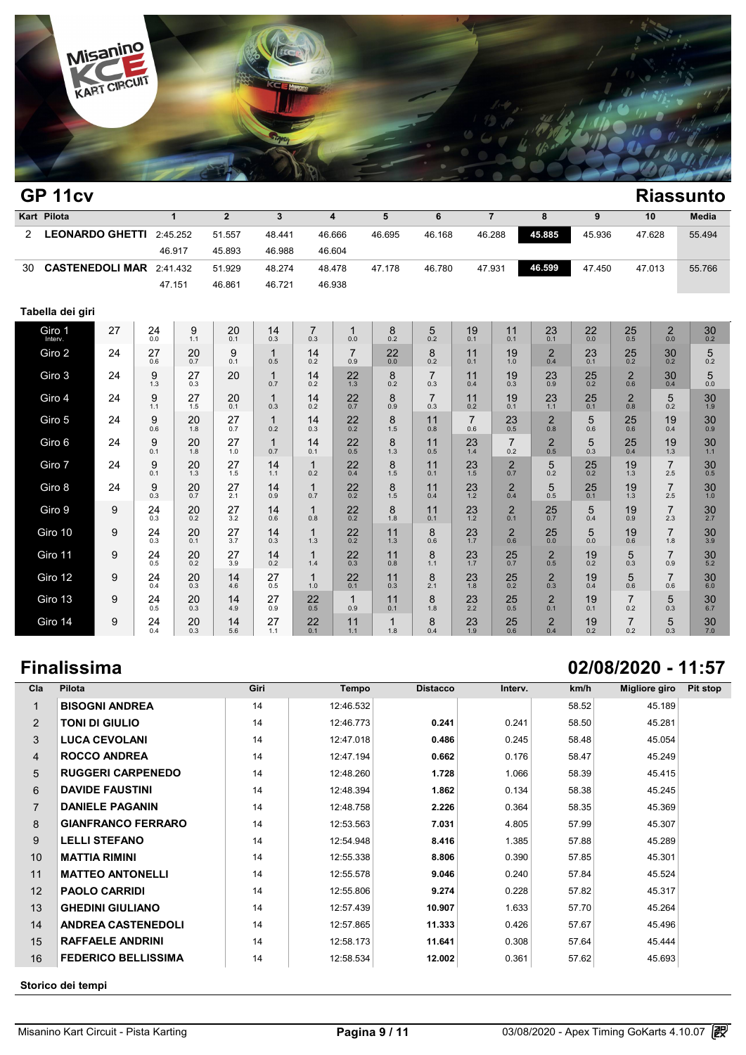## GP 11cv

## Riassunto

| Kart | Pilota | 1 | 2 | 3 | 4 | 5 | 6 | 7 | 8 | 9 | 10 | Media |
|---|---|---|---|---|---|---|---|---|---|---|---|---|
| 2 | LEONARDO GHETTI | 2:45.252 | 51.557 | 48.441 | 46.666 | 46.695 | 46.168 | 46.288 | 45.885 | 45.936 | 47.628 | 55.494 |
| | | 46.917 | 45.893 | 46.988 | 46.604 | | | | | | | |
| 30 | CASTENEDOLI MAR | 2:41.432 | 51.929 | 48.274 | 48.478 | 47.178 | 46.780 | 47.931 | 46.599 | 47.450 | 47.013 | 55.766 |
| | | 47.151 | 46.861 | 46.721 | 46.938 | | | | | | | |

### Tabella dei giri

| Giro | | | | | | | | | | | | | | | | | |
|---|---|---|---|---|---|---|---|---|---|---|---|---|---|---|---|---|---|
| Giro 1 Interv. | 27 | 24 0.0 | 9 1.1 | 20 0.1 | 14 0.3 | 7 0.3 | 1 0.0 | 8 0.2 | 5 0.2 | 19 0.1 | 11 0.1 | 23 0.1 | 22 0.0 | 25 0.5 | 2 0.0 | 30 0.2 |
| Giro 2 | 24 | 27 0.6 | 20 0.7 | 9 0.1 | 1 0.5 | 14 0.2 | 7 0.9 | 22 0.0 | 8 0.2 | 11 0.1 | 19 1.0 | 2 0.4 | 23 0.1 | 25 0.2 | 30 0.2 | 5 0.2 |
| Giro 3 | 24 | 9 1.3 | 27 0.3 | 20 | 1 0.7 | 14 0.2 | 22 1.3 | 8 0.2 | 7 0.3 | 11 0.4 | 19 0.3 | 23 0.9 | 25 0.2 | 2 0.6 | 30 0.4 | 5 0.0 |
| Giro 4 | 24 | 9 1.1 | 27 1.5 | 20 0.1 | 1 0.3 | 14 0.2 | 22 0.7 | 8 0.9 | 7 0.3 | 11 0.2 | 19 0.1 | 23 1.1 | 25 0.1 | 2 0.8 | 5 0.2 | 30 1.9 |
| Giro 5 | 24 | 9 0.6 | 20 1.8 | 27 0.7 | 1 0.2 | 14 0.3 | 22 0.2 | 8 1.5 | 11 0.8 | 7 0.6 | 23 0.5 | 2 0.8 | 5 0.6 | 25 0.6 | 19 0.4 | 30 0.9 |
| Giro 6 | 24 | 9 0.1 | 20 1.8 | 27 1.0 | 1 0.7 | 14 0.1 | 22 0.5 | 8 1.3 | 11 0.5 | 23 1.4 | 7 0.2 | 2 0.5 | 5 0.3 | 25 0.4 | 19 1.3 | 30 1.1 |
| Giro 7 | 24 | 9 0.1 | 20 1.3 | 27 1.5 | 14 1.1 | 1 0.2 | 22 0.4 | 8 1.5 | 11 0.1 | 23 1.5 | 2 0.7 | 5 0.2 | 25 0.2 | 19 1.3 | 7 2.5 | 30 0.5 |
| Giro 8 | 24 | 9 0.3 | 20 0.7 | 27 2.1 | 14 0.9 | 1 0.7 | 22 0.2 | 8 1.5 | 11 0.4 | 23 1.2 | 2 0.4 | 5 0.5 | 25 0.1 | 19 1.3 | 7 2.5 | 30 1.0 |
| Giro 9 | 9 | 24 0.3 | 20 0.2 | 27 3.2 | 14 0.6 | 1 0.8 | 22 0.2 | 8 1.8 | 11 0.1 | 23 1.2 | 2 0.1 | 25 0.7 | 5 0.4 | 19 0.9 | 7 2.3 | 30 2.7 |
| Giro 10 | 9 | 24 0.3 | 20 0.1 | 27 3.7 | 14 0.3 | 1 1.3 | 22 0.2 | 11 1.3 | 8 0.6 | 23 1.7 | 2 0.6 | 25 0.0 | 5 0.0 | 19 0.6 | 7 1.8 | 30 3.9 |
| Giro 11 | 9 | 24 0.5 | 20 0.2 | 27 3.9 | 14 0.2 | 1 1.4 | 22 0.3 | 11 0.8 | 8 1.1 | 23 1.7 | 25 0.7 | 2 0.5 | 19 0.2 | 5 0.3 | 7 0.9 | 30 5.2 |
| Giro 12 | 9 | 24 0.4 | 20 0.3 | 14 4.6 | 27 0.5 | 1 1.0 | 22 0.1 | 11 0.3 | 8 2.1 | 23 1.8 | 25 0.2 | 2 0.3 | 19 0.4 | 5 0.6 | 7 0.6 | 30 6.0 |
| Giro 13 | 9 | 24 0.5 | 20 0.3 | 14 4.9 | 27 0.9 | 22 0.5 | 1 0.9 | 11 0.1 | 8 1.8 | 23 2.2 | 25 0.5 | 2 0.1 | 19 0.1 | 7 0.2 | 5 0.3 | 30 6.7 |
| Giro 14 | 9 | 24 0.4 | 20 0.3 | 14 5.6 | 27 1.1 | 22 0.1 | 11 1.1 | 1 1.8 | 8 0.4 | 23 1.9 | 25 0.6 | 2 0.4 | 19 0.2 | 7 0.2 | 5 0.3 | 30 7.0 |

## Finalissima

## 02/08/2020 - 11:57

| Cla | Pilota | Giri | Tempo | Distacco | Interv. | km/h | Migliore giro | Pit stop |
|---|---|---|---|---|---|---|---|---|
| 1 | BISOGNI ANDREA | 14 | 12:46.532 | | | 58.52 | 45.189 | |
| 2 | TONI DI GIULIO | 14 | 12:46.773 | 0.241 | 0.241 | 58.50 | 45.281 | |
| 3 | LUCA CEVOLANI | 14 | 12:47.018 | 0.486 | 0.245 | 58.48 | 45.054 | |
| 4 | ROCCO ANDREA | 14 | 12:47.194 | 0.662 | 0.176 | 58.47 | 45.249 | |
| 5 | RUGGERI CARPENEDO | 14 | 12:48.260 | 1.728 | 1.066 | 58.39 | 45.415 | |
| 6 | DAVIDE FAUSTINI | 14 | 12:48.394 | 1.862 | 0.134 | 58.38 | 45.245 | |
| 7 | DANIELE PAGANIN | 14 | 12:48.758 | 2.226 | 0.364 | 58.35 | 45.369 | |
| 8 | GIANFRANCO FERRARO | 14 | 12:53.563 | 7.031 | 4.805 | 57.99 | 45.307 | |
| 9 | LELLI STEFANO | 14 | 12:54.948 | 8.416 | 1.385 | 57.88 | 45.289 | |
| 10 | MATTIA RIMINI | 14 | 12:55.338 | 8.806 | 0.390 | 57.85 | 45.301 | |
| 11 | MATTEO ANTONELLI | 14 | 12:55.578 | 9.046 | 0.240 | 57.84 | 45.524 | |
| 12 | PAOLO CARRIDI | 14 | 12:55.806 | 9.274 | 0.228 | 57.82 | 45.317 | |
| 13 | GHEDINI GIULIANO | 14 | 12:57.439 | 10.907 | 1.633 | 57.70 | 45.264 | |
| 14 | ANDREA CASTENEDOLI | 14 | 12:57.865 | 11.333 | 0.426 | 57.67 | 45.496 | |
| 15 | RAFFAELE ANDRINI | 14 | 12:58.173 | 11.641 | 0.308 | 57.64 | 45.444 | |
| 16 | FEDERICO BELLISSIMA | 14 | 12:58.534 | 12.002 | 0.361 | 57.62 | 45.693 | |

### Storico dei tempi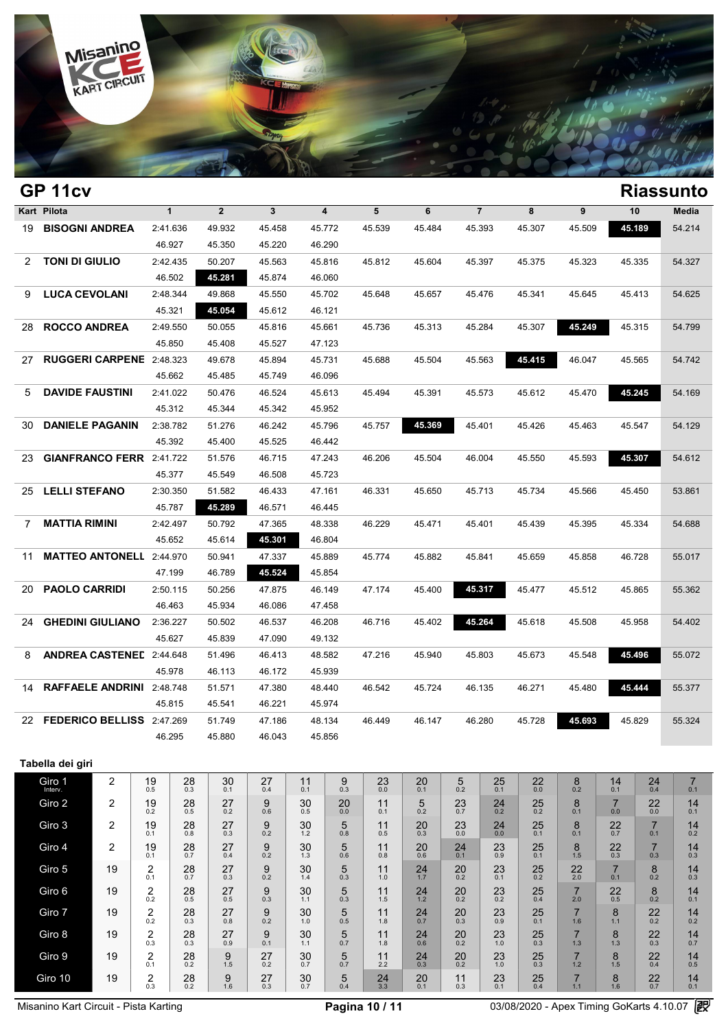## GP 11cv

## Riassunto

| Kart | Pilota | 1 | 2 | 3 | 4 | 5 | 6 | 7 | 8 | 9 | 10 | Media |
|---|---|---|---|---|---|---|---|---|---|---|---|---|
| 19 | BISOGNI ANDREA | 2:41.636 | 49.932 | 45.458 | 45.772 | 45.539 | 45.484 | 45.393 | 45.307 | 45.509 | **45.189** | 54.214 |
| | | 46.927 | 45.350 | 45.220 | 46.290 | | | | | | | |
| 2 | TONI DI GIULIO | 2:42.435 | 50.207 | 45.563 | 45.816 | 45.812 | 45.604 | 45.397 | 45.375 | 45.323 | 45.335 | 54.327 |
| | | 46.502 | **45.281** | 45.874 | 46.060 | | | | | | | |
| 9 | LUCA CEVOLANI | 2:48.344 | 49.868 | 45.550 | 45.702 | 45.648 | 45.657 | 45.476 | 45.341 | 45.645 | 45.413 | 54.625 |
| | | 45.321 | **45.054** | 45.612 | 46.121 | | | | | | | |
| 28 | ROCCO ANDREA | 2:49.550 | 50.055 | 45.816 | 45.661 | 45.736 | 45.313 | 45.284 | 45.307 | **45.249** | 45.315 | 54.799 |
| | | 45.850 | 45.408 | 45.527 | 47.123 | | | | | | | |
| 27 | RUGGERI CARPENE | 2:48.323 | 49.678 | 45.894 | 45.731 | 45.688 | 45.504 | 45.563 | **45.415** | 46.047 | 45.565 | 54.742 |
| | | 45.662 | 45.485 | 45.749 | 46.096 | | | | | | | |
| 5 | DAVIDE FAUSTINI | 2:41.022 | 50.476 | 46.524 | 45.613 | 45.494 | 45.391 | 45.573 | 45.612 | 45.470 | **45.245** | 54.169 |
| | | 45.312 | 45.344 | 45.342 | 45.952 | | | | | | | |
| 30 | DANIELE PAGANIN | 2:38.782 | 51.276 | 46.242 | 45.796 | 45.757 | **45.369** | 45.401 | 45.426 | 45.463 | 45.547 | 54.129 |
| | | 45.392 | 45.400 | 45.525 | 46.442 | | | | | | | |
| 23 | GIANFRANCO FERR | 2:41.722 | 51.576 | 46.715 | 47.243 | 46.206 | 45.504 | 46.004 | 45.550 | 45.593 | **45.307** | 54.612 |
| | | 45.377 | 45.549 | 46.508 | 45.723 | | | | | | | |
| 25 | LELLI STEFANO | 2:30.350 | 51.582 | 46.433 | 47.161 | 46.331 | 45.650 | 45.713 | 45.734 | 45.566 | 45.450 | 53.861 |
| | | 45.787 | **45.289** | 46.571 | 46.445 | | | | | | | |
| 7 | MATTIA RIMINI | 2:42.497 | 50.792 | 47.365 | 48.338 | 46.229 | 45.471 | 45.401 | 45.439 | 45.395 | 45.334 | 54.688 |
| | | 45.652 | 45.614 | **45.301** | 46.804 | | | | | | | |
| 11 | MATTEO ANTONELL | 2:44.970 | 50.941 | 47.337 | 45.889 | 45.774 | 45.882 | 45.841 | 45.659 | 45.858 | 46.728 | 55.017 |
| | | 47.199 | 46.789 | **45.524** | 45.854 | | | | | | | |
| 20 | PAOLO CARRIDI | 2:50.115 | 50.256 | 47.875 | 46.149 | 47.174 | 45.400 | **45.317** | 45.477 | 45.512 | 45.865 | 55.362 |
| | | 46.463 | 45.934 | 46.086 | 47.458 | | | | | | | |
| 24 | GHEDINI GIULIANO | 2:36.227 | 50.502 | 46.537 | 46.208 | 46.716 | 45.402 | **45.264** | 45.618 | 45.508 | 45.958 | 54.402 |
| | | 45.627 | 45.839 | 47.090 | 49.132 | | | | | | | |
| 8 | ANDREA CASTENED | 2:44.648 | 51.496 | 46.413 | 48.582 | 47.216 | 45.940 | 45.803 | 45.673 | 45.548 | **45.496** | 55.072 |
| | | 45.978 | 46.113 | 46.172 | 45.939 | | | | | | | |
| 14 | RAFFAELE ANDRINI | 2:48.748 | 51.571 | 47.380 | 48.440 | 46.542 | 45.724 | 46.135 | 46.271 | 45.480 | **45.444** | 55.377 |
| | | 45.815 | 45.541 | 46.221 | 45.974 | | | | | | | |
| 22 | FEDERICO BELLISS | 2:47.269 | 51.749 | 47.186 | 48.134 | 46.449 | 46.147 | 46.280 | 45.728 | **45.693** | 45.829 | 55.324 |
| | | 46.295 | 45.880 | 46.043 | 45.856 | | | | | | | |

### Tabella dei giri

| Giro | | | | | | | | | | | | | | | | |
|---|---|---|---|---|---|---|---|---|---|---|---|---|---|---|---|---|
| Giro 1 Interv. | 2 | 19 0.5 | 28 0.3 | 30 0.1 | 27 0.4 | 11 0.1 | 9 0.3 | 23 0.0 | 20 0.1 | 5 0.2 | 25 0.1 | 22 0.0 | 8 0.2 | 14 0.1 | 24 0.4 | 7 0.1 |
| Giro 2 | 2 | 19 0.2 | 28 0.5 | 27 0.2 | 9 0.6 | 30 0.5 | 20 0.0 | 11 0.1 | 5 0.2 | 23 0.7 | 24 0.2 | 25 0.2 | 8 0.1 | 7 0.0 | 22 0.0 | 14 0.1 |
| Giro 3 | 2 | 19 0.1 | 28 0.8 | 27 0.3 | 9 0.2 | 30 1.2 | 5 0.8 | 11 0.5 | 20 0.3 | 23 0.0 | 24 0.0 | 25 0.1 | 8 0.1 | 22 0.7 | 7 0.1 | 14 0.2 |
| Giro 4 | 2 | 19 0.1 | 28 0.7 | 27 0.4 | 9 0.2 | 30 1.3 | 5 0.6 | 11 0.8 | 20 0.6 | 24 0.1 | 23 0.9 | 25 0.1 | 8 1.5 | 22 0.3 | 7 0.3 | 14 0.3 |
| Giro 5 | 19 | 2 0.1 | 28 0.7 | 27 0.3 | 9 0.2 | 30 1.4 | 5 0.3 | 11 1.0 | 24 1.7 | 20 0.2 | 23 0.1 | 25 0.2 | 22 2.0 | 7 0.1 | 8 0.2 | 14 0.3 |
| Giro 6 | 19 | 2 0.2 | 28 0.5 | 27 0.5 | 9 0.3 | 30 1.1 | 5 0.3 | 11 1.5 | 24 1.2 | 20 0.2 | 23 0.2 | 25 0.4 | 7 2.0 | 22 0.5 | 8 0.2 | 14 0.1 |
| Giro 7 | 19 | 2 0.2 | 28 0.3 | 27 0.8 | 9 0.2 | 30 1.0 | 5 0.5 | 11 1.8 | 24 0.7 | 20 0.3 | 23 0.9 | 25 0.1 | 7 1.6 | 8 1.1 | 22 0.2 | 14 0.2 |
| Giro 8 | 19 | 2 0.3 | 28 0.3 | 27 0.9 | 9 0.1 | 30 1.1 | 5 0.7 | 11 1.8 | 24 0.6 | 20 0.2 | 23 1.0 | 25 0.3 | 7 1.3 | 8 1.3 | 22 0.3 | 14 0.7 |
| Giro 9 | 19 | 2 0.1 | 28 0.2 | 9 1.5 | 27 0.2 | 30 0.7 | 5 0.7 | 11 2.2 | 24 0.3 | 20 0.2 | 23 1.0 | 25 0.3 | 7 1.2 | 8 1.5 | 22 0.4 | 14 0.5 |
| Giro 10 | 19 | 2 0.3 | 28 0.2 | 9 1.6 | 27 0.3 | 30 0.7 | 5 0.4 | 24 3.3 | 20 0.1 | 11 0.3 | 23 0.1 | 25 0.4 | 7 1.1 | 8 1.6 | 22 0.7 | 14 0.1 |

Misanino Kart Circuit - Pista Karting

03/08/2020 - Apex Timing GoKarts 4.10.07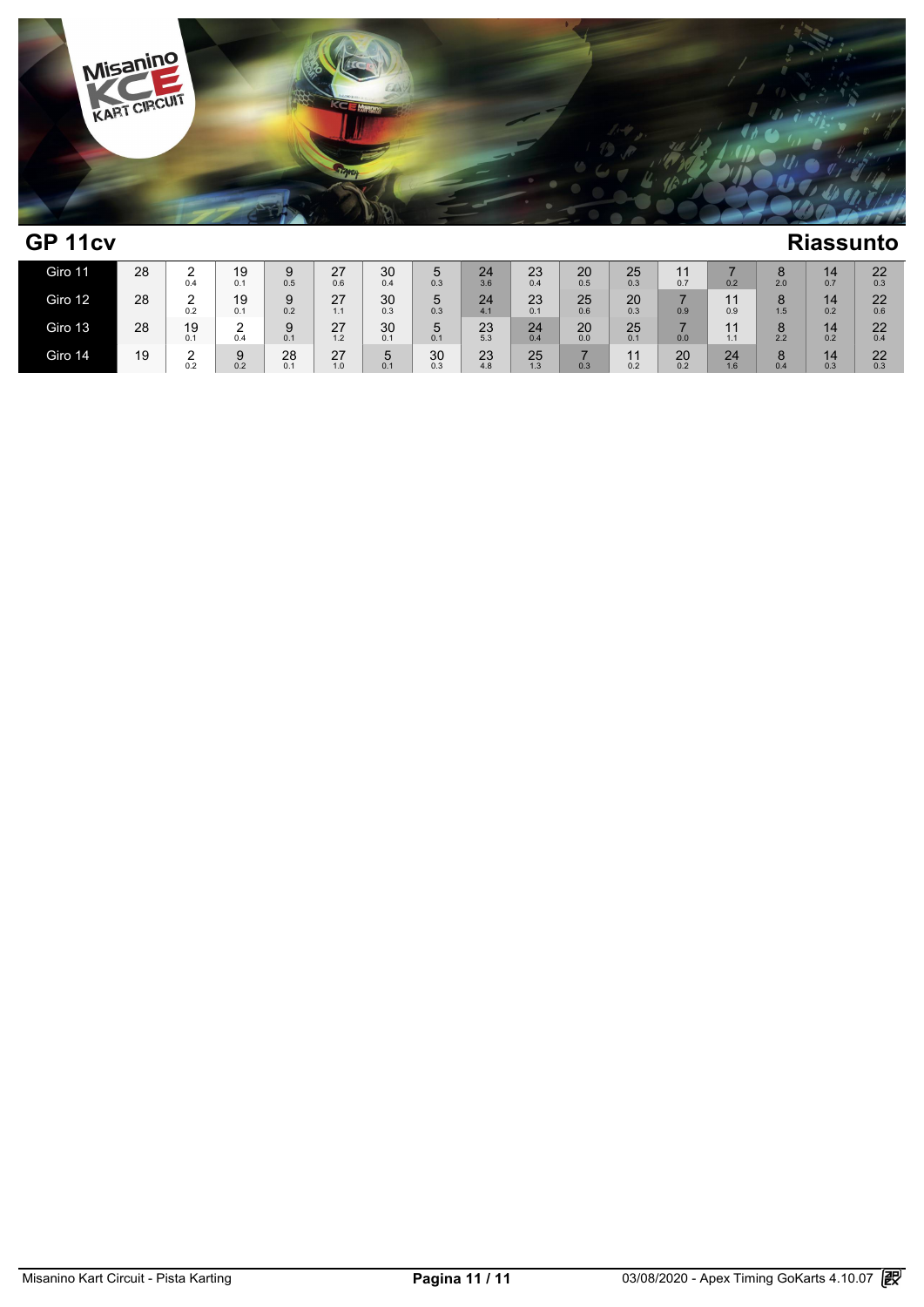## GP 11cv

## Riassunto

| | | | | | | | | | | | | | | | | |
|---|---|---|---|---|---|---|---|---|---|---|---|---|---|---|---|---|
| Giro 11 | 28 | 2 0.4 | 19 0.1 | 9 0.5 | 27 0.6 | 30 0.4 | 5 0.3 | 24 3.6 | 23 0.4 | 20 0.5 | 25 0.3 | 11 0.7 | 7 0.2 | 8 2.0 | 14 0.7 | 22 0.3 |
| Giro 12 | 28 | 2 0.2 | 19 0.1 | 9 0.2 | 27 1.1 | 30 0.3 | 5 0.3 | 24 4.1 | 23 0.1 | 25 0.6 | 20 0.3 | 7 0.9 | 11 0.9 | 8 1.5 | 14 0.2 | 22 0.6 |
| Giro 13 | 28 | 19 0.1 | 2 0.4 | 9 0.1 | 27 1.2 | 30 0.1 | 5 0.1 | 23 5.3 | 24 0.4 | 20 0.0 | 25 0.1 | 7 0.0 | 11 1.1 | 8 2.2 | 14 0.2 | 22 0.4 |
| Giro 14 | 19 | 2 0.2 | 9 0.2 | 28 0.1 | 27 1.0 | 5 0.1 | 30 0.3 | 23 4.8 | 25 1.3 | 7 0.3 | 11 0.2 | 20 0.2 | 24 1.6 | 8 0.4 | 14 0.3 | 22 0.3 |

Misanino Kart Circuit - Pista Karting **Pagina 11 / 11** 03/08/2020 - Apex Timing GoKarts 4.10.07